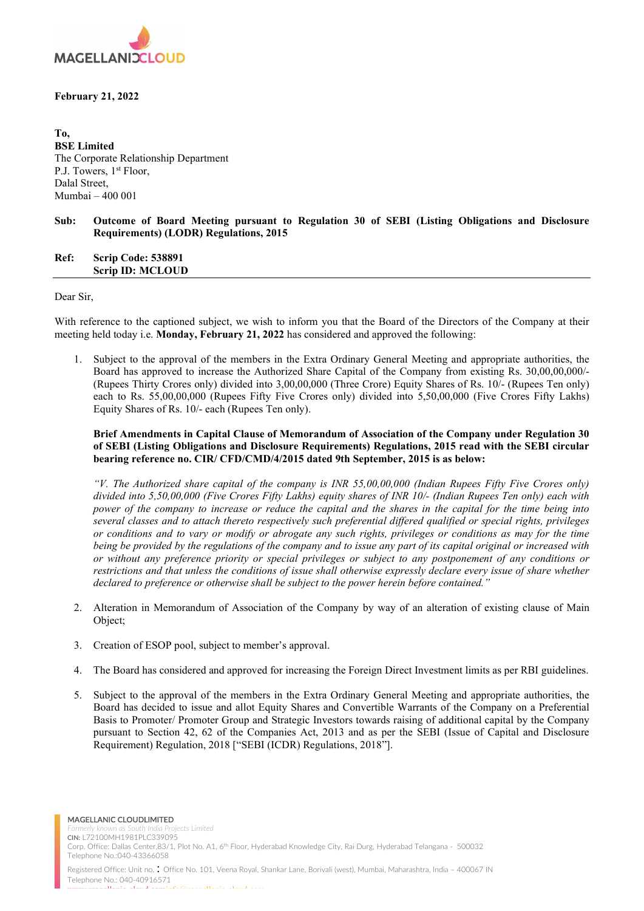**February 21, 2022**

**To,**
**BSE Limited**
The Corporate Relationship Department
P.J. Towers, 1st Floor,
Dalal Street,
Mumbai – 400 001

**Sub: Outcome of Board Meeting pursuant to Regulation 30 of SEBI (Listing Obligations and Disclosure Requirements) (LODR) Regulations, 2015**

**Ref: Scrip Code: 538891**
**Scrip ID: MCLOUD**

Dear Sir,

With reference to the captioned subject, we wish to inform you that the Board of the Directors of the Company at their meeting held today i.e. **Monday, February 21, 2022** has considered and approved the following:

1. Subject to the approval of the members in the Extra Ordinary General Meeting and appropriate authorities, the Board has approved to increase the Authorized Share Capital of the Company from existing Rs. 30,00,00,000/- (Rupees Thirty Crores only) divided into 3,00,00,000 (Three Crore) Equity Shares of Rs. 10/- (Rupees Ten only) each to Rs. 55,00,00,000 (Rupees Fifty Five Crores only) divided into 5,50,00,000 (Five Crores Fifty Lakhs) Equity Shares of Rs. 10/- each (Rupees Ten only).

   **Brief Amendments in Capital Clause of Memorandum of Association of the Company under Regulation 30 of SEBI (Listing Obligations and Disclosure Requirements) Regulations, 2015 read with the SEBI circular bearing reference no. CIR/ CFD/CMD/4/2015 dated 9th September, 2015 is as below:**

   *"V. The Authorized share capital of the company is INR 55,00,00,000 (Indian Rupees Fifty Five Crores only) divided into 5,50,00,000 (Five Crores Fifty Lakhs) equity shares of INR 10/- (Indian Rupees Ten only) each with power of the company to increase or reduce the capital and the shares in the capital for the time being into several classes and to attach thereto respectively such preferential differed qualified or special rights, privileges or conditions and to vary or modify or abrogate any such rights, privileges or conditions as may for the time being be provided by the regulations of the company and to issue any part of its capital original or increased with or without any preference priority or special privileges or subject to any postponement of any conditions or restrictions and that unless the conditions of issue shall otherwise expressly declare every issue of share whether declared to preference or otherwise shall be subject to the power herein before contained."*

2. Alteration in Memorandum of Association of the Company by way of an alteration of existing clause of Main Object;

3. Creation of ESOP pool, subject to member's approval.

4. The Board has considered and approved for increasing the Foreign Direct Investment limits as per RBI guidelines.

5. Subject to the approval of the members in the Extra Ordinary General Meeting and appropriate authorities, the Board has decided to issue and allot Equity Shares and Convertible Warrants of the Company on a Preferential Basis to Promoter/ Promoter Group and Strategic Investors towards raising of additional capital by the Company pursuant to Section 42, 62 of the Companies Act, 2013 and as per the SEBI (Issue of Capital and Disclosure Requirement) Regulation, 2018 ["SEBI (ICDR) Regulations, 2018"].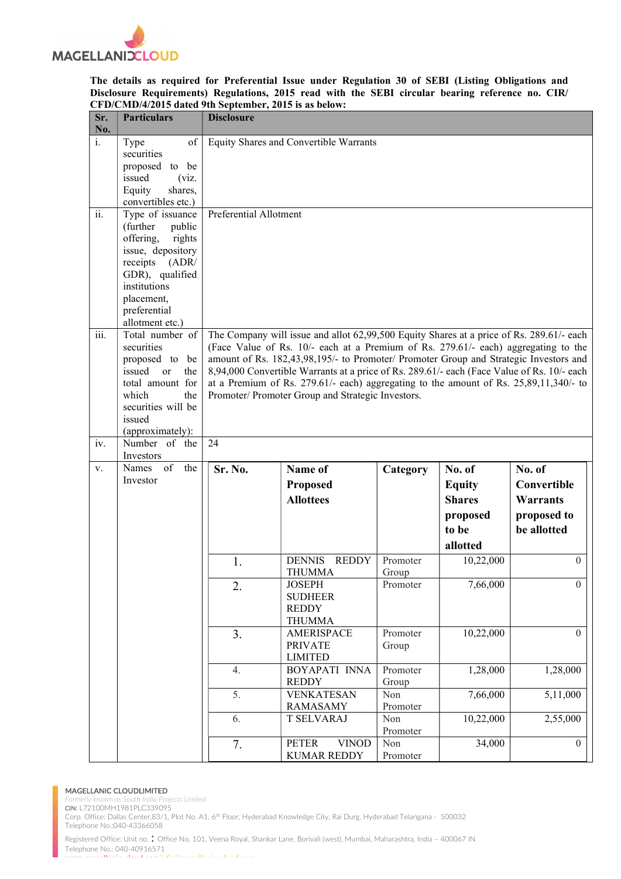The details as required for Preferential Issue under Regulation 30 of SEBI (Listing Obligations and Disclosure Requirements) Regulations, 2015 read with the SEBI circular bearing reference no. CIR/ CFD/CMD/4/2015 dated 9th September, 2015 is as below:

| Sr. No. | Particulars | Disclosure |
|---|---|---|
| i. | Type of securities proposed to be issued (viz. Equity shares, convertibles etc.) | Equity Shares and Convertible Warrants |
| ii. | Type of issuance (further public offering, rights issue, depository receipts (ADR/ GDR), qualified institutions placement, preferential allotment etc.) | Preferential Allotment |
| iii. | Total number of securities proposed to be issued or the total amount for which the securities will be issued (approximately): | The Company will issue and allot 62,99,500 Equity Shares at a price of Rs. 289.61/- each (Face Value of Rs. 10/- each at a Premium of Rs. 279.61/- each) aggregating to the amount of Rs. 182,43,98,195/- to Promoter/ Promoter Group and Strategic Investors and 8,94,000 Convertible Warrants at a price of Rs. 289.61/- each (Face Value of Rs. 10/- each at a Premium of Rs. 279.61/- each) aggregating to the amount of Rs. 25,89,11,340/- to Promoter/ Promoter Group and Strategic Investors. |
| iv. | Number of the Investors | 24 |
| v. | Names of the Investor | (see table below) |

| Sr. No. | Name of Proposed Allottees | Category | No. of Equity Shares proposed to be allotted | No. of Convertible Warrants proposed to be allotted |
|---|---|---|---|---|
| 1. | DENNIS REDDY THUMMA | Promoter Group | 10,22,000 | 0 |
| 2. | JOSEPH SUDHEER REDDY THUMMA | Promoter | 7,66,000 | 0 |
| 3. | AMERISPACE PRIVATE LIMITED | Promoter Group | 10,22,000 | 0 |
| 4. | BOYAPATI INNA REDDY | Promoter Group | 1,28,000 | 1,28,000 |
| 5. | VENKATESAN RAMASAMY | Non Promoter | 7,66,000 | 5,11,000 |
| 6. | T SELVARAJ | Non Promoter | 10,22,000 | 2,55,000 |
| 7. | PETER VINOD KUMAR REDDY | Non Promoter | 34,000 | 0 |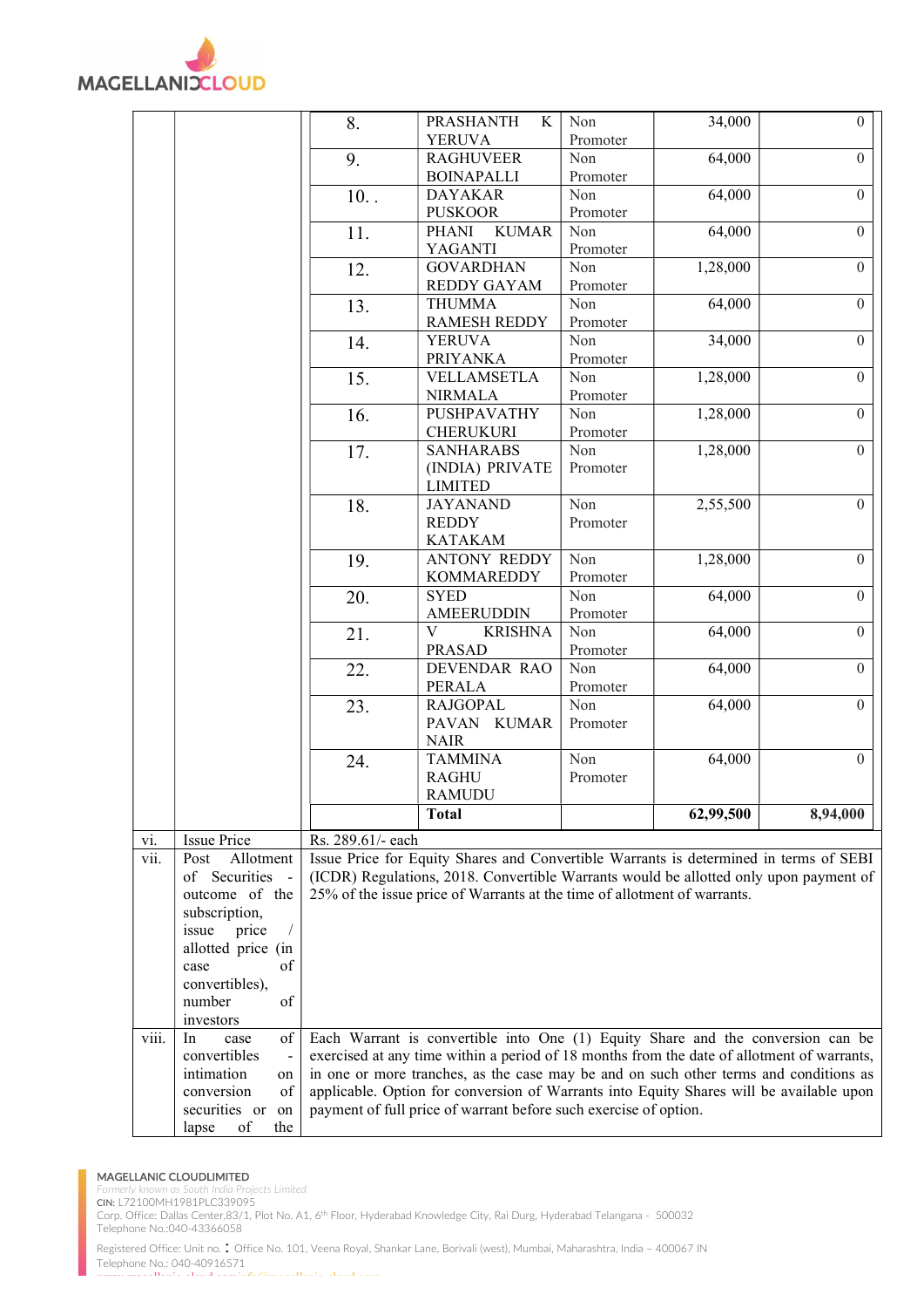| | | | | | | |
|---|---|---|---|---|---|---|
| | | 8. | PRASHANTH K YERUVA | Non Promoter | 34,000 | 0 |
| | | 9. | RAGHUVEER BOINAPALLI | Non Promoter | 64,000 | 0 |
| | | 10. . | DAYAKAR PUSKOOR | Non Promoter | 64,000 | 0 |
| | | 11. | PHANI KUMAR YAGANTI | Non Promoter | 64,000 | 0 |
| | | 12. | GOVARDHAN REDDY GAYAM | Non Promoter | 1,28,000 | 0 |
| | | 13. | THUMMA RAMESH REDDY | Non Promoter | 64,000 | 0 |
| | | 14. | YERUVA PRIYANKA | Non Promoter | 34,000 | 0 |
| | | 15. | VELLAMSETLA NIRMALA | Non Promoter | 1,28,000 | 0 |
| | | 16. | PUSHPAVATHY CHERUKURI | Non Promoter | 1,28,000 | 0 |
| | | 17. | SANHARABS (INDIA) PRIVATE LIMITED | Non Promoter | 1,28,000 | 0 |
| | | 18. | JAYANAND REDDY KATAKAM | Non Promoter | 2,55,500 | 0 |
| | | 19. | ANTONY REDDY KOMMAREDDY | Non Promoter | 1,28,000 | 0 |
| | | 20. | SYED AMEERUDDIN | Non Promoter | 64,000 | 0 |
| | | 21. | V KRISHNA PRASAD | Non Promoter | 64,000 | 0 |
| | | 22. | DEVENDAR RAO PERALA | Non Promoter | 64,000 | 0 |
| | | 23. | RAJGOPAL PAVAN KUMAR NAIR | Non Promoter | 64,000 | 0 |
| | | 24. | TAMMINA RAGHU RAMUDU | Non Promoter | 64,000 | 0 |
| | | | **Total** | | **62,99,500** | **8,94,000** |
| vi. | Issue Price | Rs. 289.61/- each | | | | |
| vii. | Post Allotment of Securities - outcome of the subscription, issue price / allotted price (in case of convertibles), number of investors | Issue Price for Equity Shares and Convertible Warrants is determined in terms of SEBI (ICDR) Regulations, 2018. Convertible Warrants would be allotted only upon payment of 25% of the issue price of Warrants at the time of allotment of warrants. | | | | |
| viii. | In case of convertibles - intimation on conversion of securities or on lapse of the | Each Warrant is convertible into One (1) Equity Share and the conversion can be exercised at any time within a period of 18 months from the date of allotment of warrants, in one or more tranches, as the case may be and on such other terms and conditions as applicable. Option for conversion of Warrants into Equity Shares will be available upon payment of full price of warrant before such exercise of option. | | | | |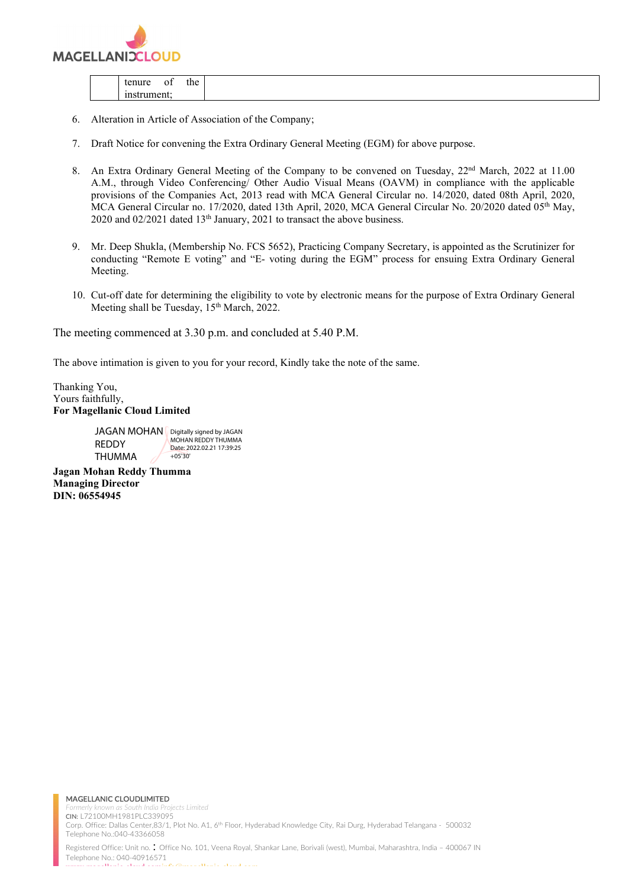| | | |
|---|---|---|
| | tenure of the instrument; | |

6. Alteration in Article of Association of the Company;

7. Draft Notice for convening the Extra Ordinary General Meeting (EGM) for above purpose.

8. An Extra Ordinary General Meeting of the Company to be convened on Tuesday, 22nd March, 2022 at 11.00 A.M., through Video Conferencing/ Other Audio Visual Means (OAVM) in compliance with the applicable provisions of the Companies Act, 2013 read with MCA General Circular no. 14/2020, dated 08th April, 2020, MCA General Circular no. 17/2020, dated 13th April, 2020, MCA General Circular No. 20/2020 dated 05th May, 2020 and 02/2021 dated 13th January, 2021 to transact the above business.

9. Mr. Deep Shukla, (Membership No. FCS 5652), Practicing Company Secretary, is appointed as the Scrutinizer for conducting "Remote E voting" and "E- voting during the EGM" process for ensuing Extra Ordinary General Meeting.

10. Cut-off date for determining the eligibility to vote by electronic means for the purpose of Extra Ordinary General Meeting shall be Tuesday, 15th March, 2022.

The meeting commenced at 3.30 p.m. and concluded at 5.40 P.M.

The above intimation is given to you for your record, Kindly take the note of the same.

Thanking You,
Yours faithfully,
**For Magellanic Cloud Limited**

JAGAN MOHAN REDDY THUMMA
Digitally signed by JAGAN MOHAN REDDY THUMMA
Date: 2022.02.21 17:39:25 +05'30'

**Jagan Mohan Reddy Thumma**
**Managing Director**
**DIN: 06554945**